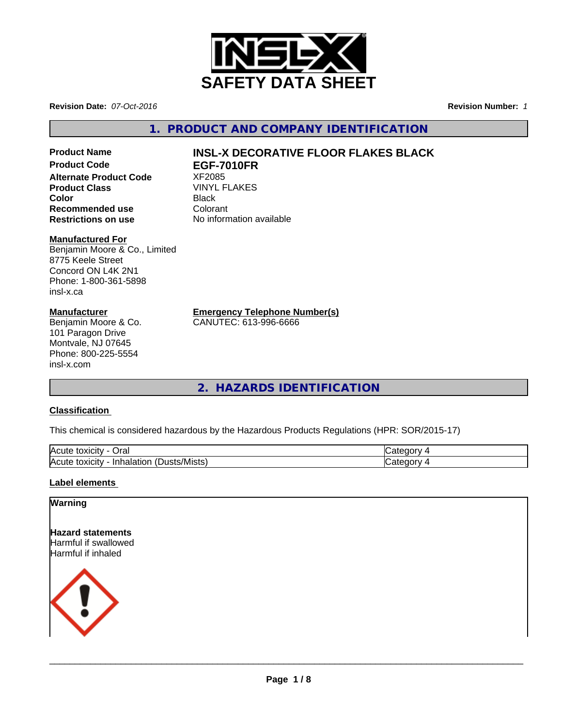# SAFETY DATA SHEET

**Revision Date:** *07-Oct-2016*

**Revision Number:** *1*

## 1. PRODUCT AND COMPANY IDENTIFICATION

| | |
|---|---|
| **Product Name** | **INSL-X DECORATIVE FLOOR FLAKES BLACK** |
| **Product Code** | **EGF-7010FR** |
| **Alternate Product Code** | XF2085 |
| **Product Class** | VINYL FLAKES |
| **Color** | Black |
| **Recommended use** | Colorant |
| **Restrictions on use** | No information available |

**Manufactured For**
Benjamin Moore & Co., Limited
8775 Keele Street
Concord ON L4K 2N1
Phone: 1-800-361-5898
insl-x.ca

**Manufacturer**
Benjamin Moore & Co.
101 Paragon Drive
Montvale, NJ 07645
Phone: 800-225-5554
insl-x.com

**Emergency Telephone Number(s)**
CANUTEC: 613-996-6666

## 2. HAZARDS IDENTIFICATION

### Classification

This chemical is considered hazardous by the Hazardous Products Regulations (HPR: SOR/2015-17)

| | |
|---|---|
| Acute toxicity - Oral | Category 4 |
| Acute toxicity - Inhalation (Dusts/Mists) | Category 4 |

### Label elements

**Warning**

**Hazard statements**
Harmful if swallowed
Harmful if inhaled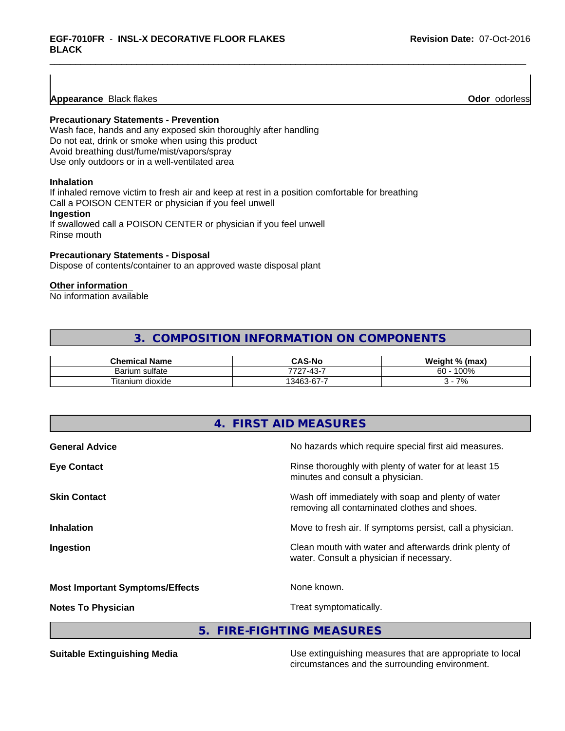**Appearance** Black flakes

**Odor** odorless

**Precautionary Statements - Prevention**
Wash face, hands and any exposed skin thoroughly after handling
Do not eat, drink or smoke when using this product
Avoid breathing dust/fume/mist/vapors/spray
Use only outdoors or in a well-ventilated area

**Inhalation**
If inhaled remove victim to fresh air and keep at rest in a position comfortable for breathing
Call a POISON CENTER or physician if you feel unwell
**Ingestion**
If swallowed call a POISON CENTER or physician if you feel unwell
Rinse mouth

**Precautionary Statements - Disposal**
Dispose of contents/container to an approved waste disposal plant

**Other information**
No information available

## 3. COMPOSITION INFORMATION ON COMPONENTS

| Chemical Name | CAS-No | Weight % (max) |
|---|---|---|
| Barium sulfate | 7727-43-7 | 60 - 100% |
| Titanium dioxide | 13463-67-7 | 3 - 7% |

## 4. FIRST AID MEASURES

**General Advice** No hazards which require special first aid measures.

**Eye Contact** Rinse thoroughly with plenty of water for at least 15 minutes and consult a physician.

**Skin Contact** Wash off immediately with soap and plenty of water removing all contaminated clothes and shoes.

**Inhalation** Move to fresh air. If symptoms persist, call a physician.

**Ingestion** Clean mouth with water and afterwards drink plenty of water. Consult a physician if necessary.

**Most Important Symptoms/Effects** None known.

**Notes To Physician** Treat symptomatically.

## 5. FIRE-FIGHTING MEASURES

**Suitable Extinguishing Media** Use extinguishing measures that are appropriate to local circumstances and the surrounding environment.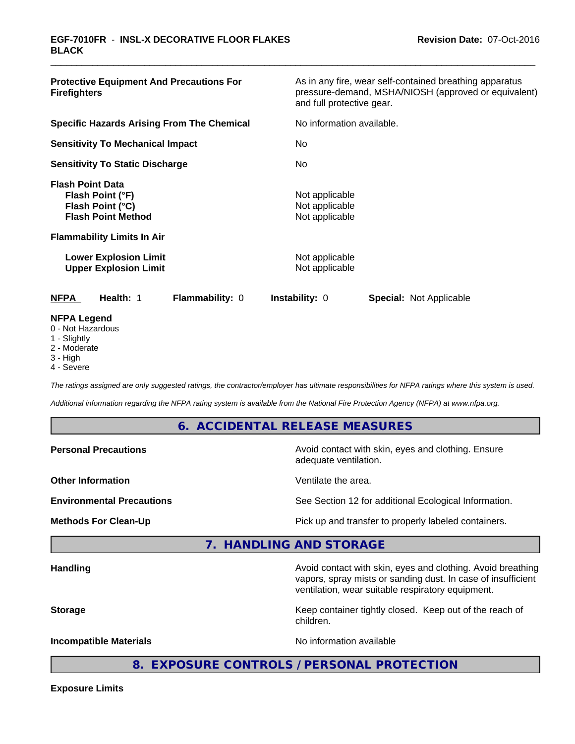| | |
|---|---|
| **Protective Equipment And Precautions For Firefighters** | As in any fire, wear self-contained breathing apparatus pressure-demand, MSHA/NIOSH (approved or equivalent) and full protective gear. |
| **Specific Hazards Arising From The Chemical** | No information available. |
| **Sensitivity To Mechanical Impact** | No |
| **Sensitivity To Static Discharge** | No |
| **Flash Point Data** | |
| **Flash Point (°F)** | Not applicable |
| **Flash Point (°C)** | Not applicable |
| **Flash Point Method** | Not applicable |
| **Flammability Limits In Air** | |
| **Lower Explosion Limit** | Not applicable |
| **Upper Explosion Limit** | Not applicable |

| **NFPA** | **Health:** 1 | **Flammability:** 0 | **Instability:** 0 | **Special:** Not Applicable |
|---|---|---|---|---|

**NFPA Legend**
0 - Not Hazardous
1 - Slightly
2 - Moderate
3 - High
4 - Severe

*The ratings assigned are only suggested ratings, the contractor/employer has ultimate responsibilities for NFPA ratings where this system is used.*

*Additional information regarding the NFPA rating system is available from the National Fire Protection Agency (NFPA) at www.nfpa.org.*

## 6. ACCIDENTAL RELEASE MEASURES

| | |
|---|---|
| **Personal Precautions** | Avoid contact with skin, eyes and clothing. Ensure adequate ventilation. |
| **Other Information** | Ventilate the area. |
| **Environmental Precautions** | See Section 12 for additional Ecological Information. |
| **Methods For Clean-Up** | Pick up and transfer to properly labeled containers. |

## 7. HANDLING AND STORAGE

| | |
|---|---|
| **Handling** | Avoid contact with skin, eyes and clothing. Avoid breathing vapors, spray mists or sanding dust. In case of insufficient ventilation, wear suitable respiratory equipment. |
| **Storage** | Keep container tightly closed. Keep out of the reach of children. |
| **Incompatible Materials** | No information available |

## 8. EXPOSURE CONTROLS / PERSONAL PROTECTION

**Exposure Limits**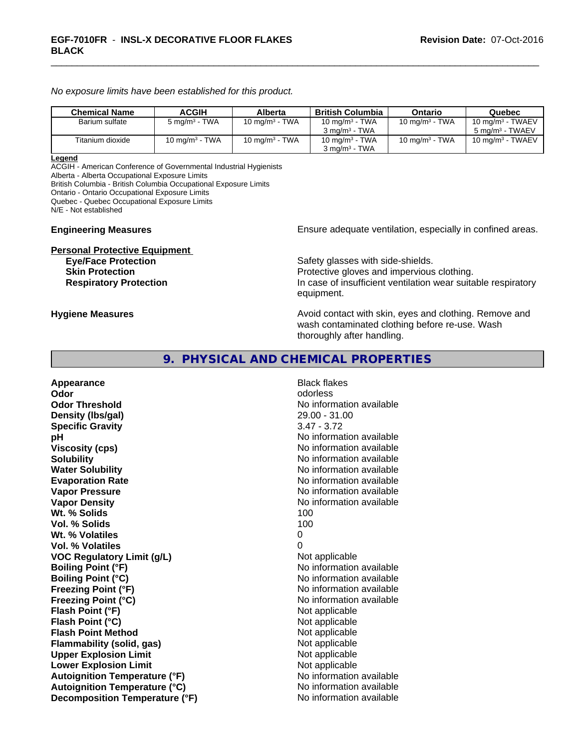*No exposure limits have been established for this product.*

| Chemical Name | ACGIH | Alberta | British Columbia | Ontario | Quebec |
| --- | --- | --- | --- | --- | --- |
| Barium sulfate | 5 mg/m³ - TWA | 10 mg/m³ - TWA | 10 mg/m³ - TWA<br>3 mg/m³ - TWA | 10 mg/m³ - TWA | 10 mg/m³ - TWAEV<br>5 mg/m³ - TWAEV |
| Titanium dioxide | 10 mg/m³ - TWA | 10 mg/m³ - TWA | 10 mg/m³ - TWA<br>3 mg/m³ - TWA | 10 mg/m³ - TWA | 10 mg/m³ - TWAEV |

**Legend**

ACGIH - American Conference of Governmental Industrial Hygienists
Alberta - Alberta Occupational Exposure Limits
British Columbia - British Columbia Occupational Exposure Limits
Ontario - Ontario Occupational Exposure Limits
Quebec - Quebec Occupational Exposure Limits
N/E - Not established

**Engineering Measures** Ensure adequate ventilation, especially in confined areas.

**Personal Protective Equipment**

**Eye/Face Protection** Safety glasses with side-shields.
**Skin Protection** Protective gloves and impervious clothing.
**Respiratory Protection** In case of insufficient ventilation wear suitable respiratory equipment.

**Hygiene Measures** Avoid contact with skin, eyes and clothing. Remove and wash contaminated clothing before re-use. Wash thoroughly after handling.

## 9. PHYSICAL AND CHEMICAL PROPERTIES

| | |
| --- | --- |
| **Appearance** | Black flakes |
| **Odor** | odorless |
| **Odor Threshold** | No information available |
| **Density (lbs/gal)** | 29.00 - 31.00 |
| **Specific Gravity** | 3.47 - 3.72 |
| **pH** | No information available |
| **Viscosity (cps)** | No information available |
| **Solubility** | No information available |
| **Water Solubility** | No information available |
| **Evaporation Rate** | No information available |
| **Vapor Pressure** | No information available |
| **Vapor Density** | No information available |
| **Wt. % Solids** | 100 |
| **Vol. % Solids** | 100 |
| **Wt. % Volatiles** | 0 |
| **Vol. % Volatiles** | 0 |
| **VOC Regulatory Limit (g/L)** | Not applicable |
| **Boiling Point (°F)** | No information available |
| **Boiling Point (°C)** | No information available |
| **Freezing Point (°F)** | No information available |
| **Freezing Point (°C)** | No information available |
| **Flash Point (°F)** | Not applicable |
| **Flash Point (°C)** | Not applicable |
| **Flash Point Method** | Not applicable |
| **Flammability (solid, gas)** | Not applicable |
| **Upper Explosion Limit** | Not applicable |
| **Lower Explosion Limit** | Not applicable |
| **Autoignition Temperature (°F)** | No information available |
| **Autoignition Temperature (°C)** | No information available |
| **Decomposition Temperature (°F)** | No information available |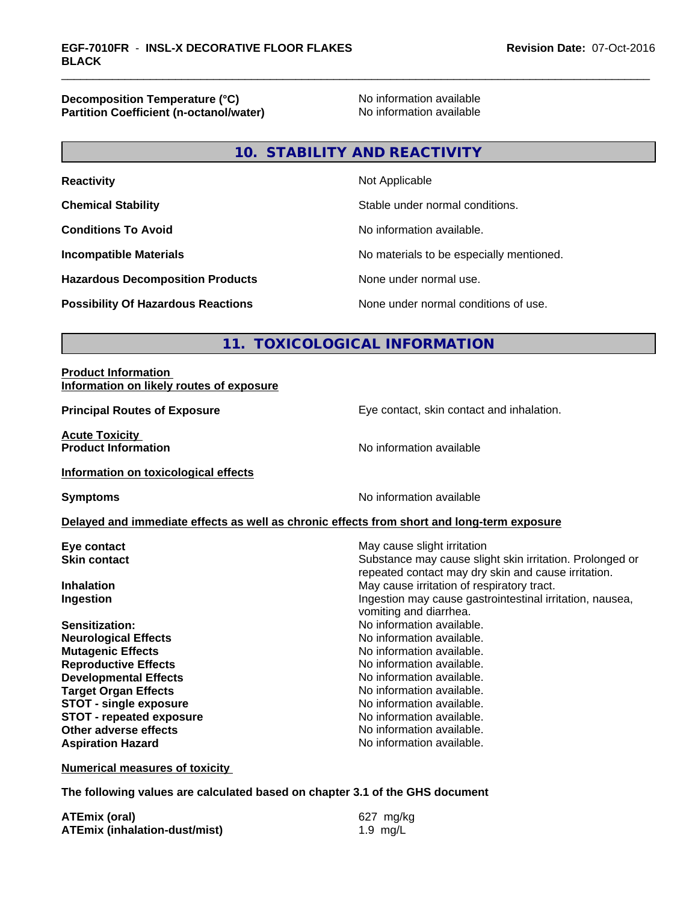| | |
|---|---|
| **Decomposition Temperature (°C)** | No information available |
| **Partition Coefficient (n-octanol/water)** | No information available |

## 10. STABILITY AND REACTIVITY

| | |
|---|---|
| **Reactivity** | Not Applicable |
| **Chemical Stability** | Stable under normal conditions. |
| **Conditions To Avoid** | No information available. |
| **Incompatible Materials** | No materials to be especially mentioned. |
| **Hazardous Decomposition Products** | None under normal use. |
| **Possibility Of Hazardous Reactions** | None under normal conditions of use. |

## 11. TOXICOLOGICAL INFORMATION

**Product Information**
**Information on likely routes of exposure**

| | |
|---|---|
| **Principal Routes of Exposure** | Eye contact, skin contact and inhalation. |

**Acute Toxicity**

| | |
|---|---|
| **Product Information** | No information available |

**Information on toxicological effects**

| | |
|---|---|
| **Symptoms** | No information available |

**Delayed and immediate effects as well as chronic effects from short and long-term exposure**

| | |
|---|---|
| **Eye contact** | May cause slight irritation |
| **Skin contact** | Substance may cause slight skin irritation. Prolonged or repeated contact may dry skin and cause irritation. |
| **Inhalation** | May cause irritation of respiratory tract. |
| **Ingestion** | Ingestion may cause gastrointestinal irritation, nausea, vomiting and diarrhea. |
| **Sensitization:** | No information available. |
| **Neurological Effects** | No information available. |
| **Mutagenic Effects** | No information available. |
| **Reproductive Effects** | No information available. |
| **Developmental Effects** | No information available. |
| **Target Organ Effects** | No information available. |
| **STOT - single exposure** | No information available. |
| **STOT - repeated exposure** | No information available. |
| **Other adverse effects** | No information available. |
| **Aspiration Hazard** | No information available. |

**Numerical measures of toxicity**

**The following values are calculated based on chapter 3.1 of the GHS document**

| | |
|---|---|
| **ATEmix (oral)** | 627 mg/kg |
| **ATEmix (inhalation-dust/mist)** | 1.9 mg/L |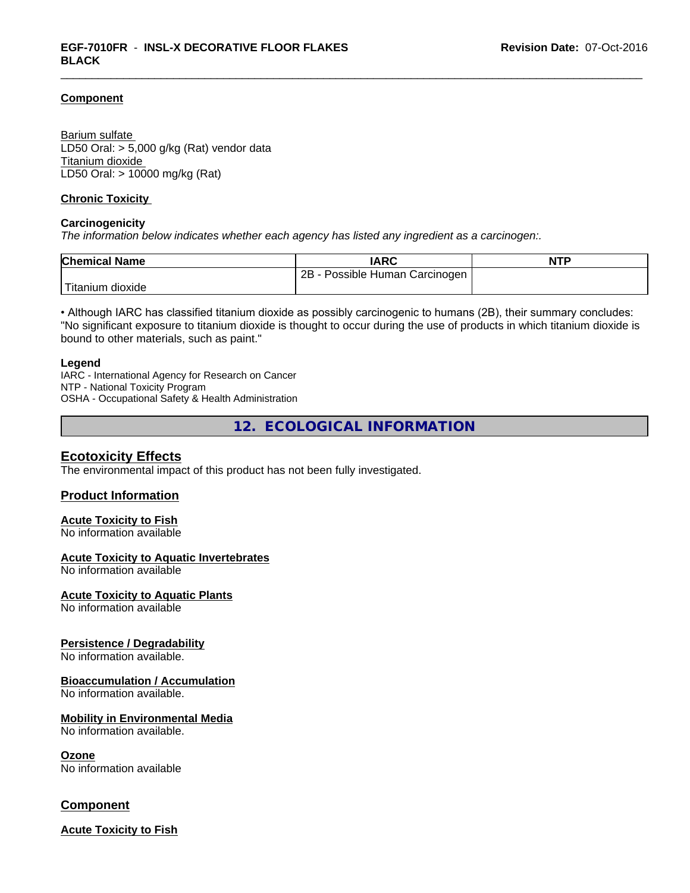**Component**

Barium sulfate
LD50 Oral: > 5,000 g/kg (Rat) vendor data
Titanium dioxide
LD50 Oral: > 10000 mg/kg (Rat)

**Chronic Toxicity**

**Carcinogenicity**

*The information below indicates whether each agency has listed any ingredient as a carcinogen:.*

| Chemical Name | IARC | NTP |
|---|---|---|
| Titanium dioxide | 2B - Possible Human Carcinogen | |

• Although IARC has classified titanium dioxide as possibly carcinogenic to humans (2B), their summary concludes: "No significant exposure to titanium dioxide is thought to occur during the use of products in which titanium dioxide is bound to other materials, such as paint."

**Legend**

IARC - International Agency for Research on Cancer
NTP - National Toxicity Program
OSHA - Occupational Safety & Health Administration

## 12. ECOLOGICAL INFORMATION

### Ecotoxicity Effects

The environmental impact of this product has not been fully investigated.

### Product Information

**Acute Toxicity to Fish**
No information available

**Acute Toxicity to Aquatic Invertebrates**
No information available

**Acute Toxicity to Aquatic Plants**
No information available

**Persistence / Degradability**
No information available.

**Bioaccumulation / Accumulation**
No information available.

**Mobility in Environmental Media**
No information available.

**Ozone**
No information available

### Component

**Acute Toxicity to Fish**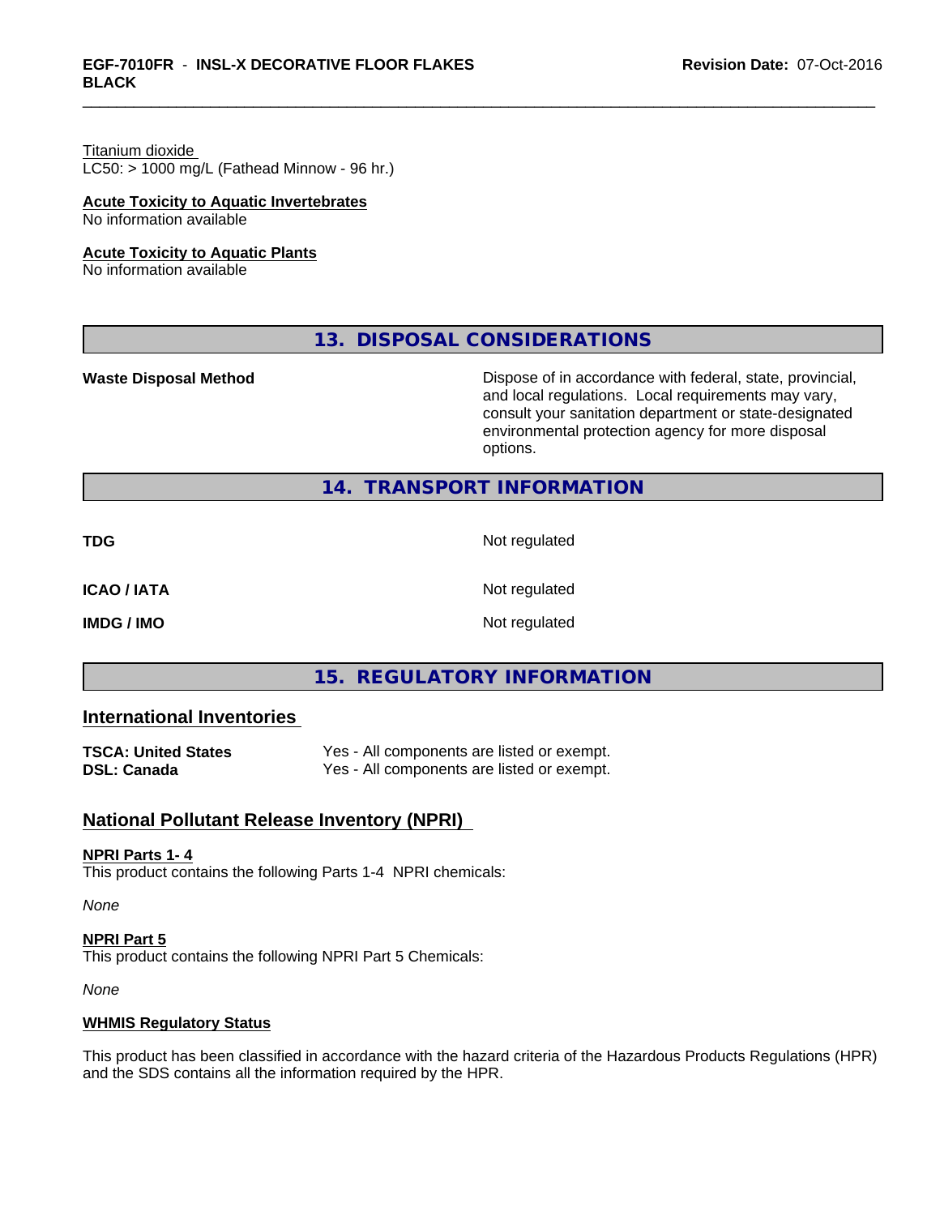Titanium dioxide
LC50: > 1000 mg/L (Fathead Minnow - 96 hr.)

**Acute Toxicity to Aquatic Invertebrates**
No information available

**Acute Toxicity to Aquatic Plants**
No information available

## 13. DISPOSAL CONSIDERATIONS

| | |
|---|---|
| **Waste Disposal Method** | Dispose of in accordance with federal, state, provincial, and local regulations. Local requirements may vary, consult your sanitation department or state-designated environmental protection agency for more disposal options. |

## 14. TRANSPORT INFORMATION

| | |
|---|---|
| **TDG** | Not regulated |
| **ICAO / IATA** | Not regulated |
| **IMDG / IMO** | Not regulated |

## 15. REGULATORY INFORMATION

### International Inventories

| | |
|---|---|
| **TSCA: United States** | Yes - All components are listed or exempt. |
| **DSL: Canada** | Yes - All components are listed or exempt. |

### National Pollutant Release Inventory (NPRI)

**NPRI Parts 1- 4**
This product contains the following Parts 1-4 NPRI chemicals:

*None*

**NPRI Part 5**
This product contains the following NPRI Part 5 Chemicals:

*None*

**WHMIS Regulatory Status**

This product has been classified in accordance with the hazard criteria of the Hazardous Products Regulations (HPR) and the SDS contains all the information required by the HPR.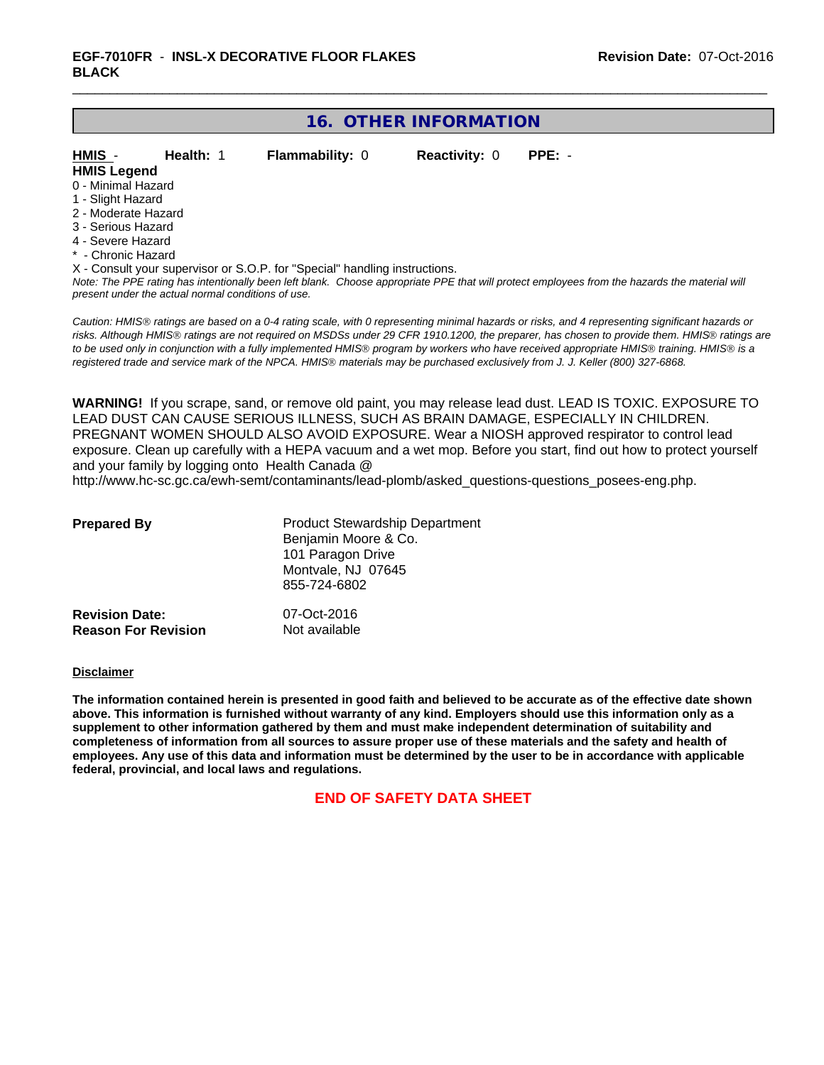## 16. OTHER INFORMATION

**HMIS** - **Health:** 1 **Flammability:** 0 **Reactivity:** 0 **PPE:** -

**HMIS Legend**

0 - Minimal Hazard
1 - Slight Hazard
2 - Moderate Hazard
3 - Serious Hazard
4 - Severe Hazard
* - Chronic Hazard
X - Consult your supervisor or S.O.P. for "Special" handling instructions.

*Note: The PPE rating has intentionally been left blank. Choose appropriate PPE that will protect employees from the hazards the material will present under the actual normal conditions of use.*

*Caution: HMIS® ratings are based on a 0-4 rating scale, with 0 representing minimal hazards or risks, and 4 representing significant hazards or risks. Although HMIS® ratings are not required on MSDSs under 29 CFR 1910.1200, the preparer, has chosen to provide them. HMIS® ratings are to be used only in conjunction with a fully implemented HMIS® program by workers who have received appropriate HMIS® training. HMIS® is a registered trade and service mark of the NPCA. HMIS® materials may be purchased exclusively from J. J. Keller (800) 327-6868.*

**WARNING!** If you scrape, sand, or remove old paint, you may release lead dust. LEAD IS TOXIC. EXPOSURE TO LEAD DUST CAN CAUSE SERIOUS ILLNESS, SUCH AS BRAIN DAMAGE, ESPECIALLY IN CHILDREN. PREGNANT WOMEN SHOULD ALSO AVOID EXPOSURE. Wear a NIOSH approved respirator to control lead exposure. Clean up carefully with a HEPA vacuum and a wet mop. Before you start, find out how to protect yourself and your family by logging onto Health Canada @ http://www.hc-sc.gc.ca/ewh-semt/contaminants/lead-plomb/asked_questions-questions_posees-eng.php.

| | |
|---|---|
| **Prepared By** | Product Stewardship Department<br>Benjamin Moore & Co.<br>101 Paragon Drive<br>Montvale, NJ 07645<br>855-724-6802 |
| **Revision Date:** | 07-Oct-2016 |
| **Reason For Revision** | Not available |

**Disclaimer**

**The information contained herein is presented in good faith and believed to be accurate as of the effective date shown above. This information is furnished without warranty of any kind. Employers should use this information only as a supplement to other information gathered by them and must make independent determination of suitability and completeness of information from all sources to assure proper use of these materials and the safety and health of employees. Any use of this data and information must be determined by the user to be in accordance with applicable federal, provincial, and local laws and regulations.**

**END OF SAFETY DATA SHEET**